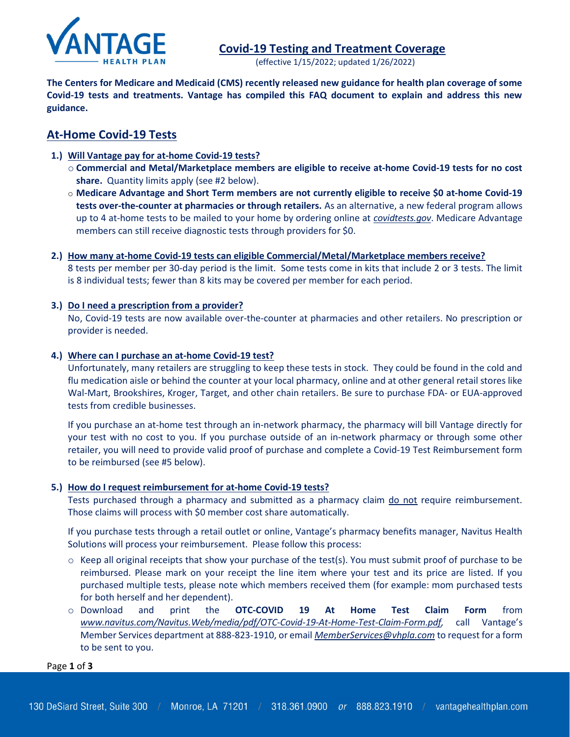# Covid-19 Testing and Treatment Coverage

(effective 1/15/2022; updated 1/26/2022)

**The Centers for Medicare and Medicaid (CMS) recently released new guidance for health plan coverage of some Covid-19 tests and treatments. Vantage has compiled this FAQ document to explain and address this new guidance.**

## At-Home Covid-19 Tests

1.) **Will Vantage pay for at-home Covid-19 tests?**
   - **Commercial and Metal/Marketplace members are eligible to receive at-home Covid-19 tests for no cost share.** Quantity limits apply (see #2 below).
   - **Medicare Advantage and Short Term members are not currently eligible to receive $0 at-home Covid-19 tests over-the-counter at pharmacies or through retailers.** As an alternative, a new federal program allows up to 4 at-home tests to be mailed to your home by ordering online at *covidtests.gov*. Medicare Advantage members can still receive diagnostic tests through providers for $0.

2.) **How many at-home Covid-19 tests can eligible Commercial/Metal/Marketplace members receive?**

   8 tests per member per 30-day period is the limit. Some tests come in kits that include 2 or 3 tests. The limit is 8 individual tests; fewer than 8 kits may be covered per member for each period.

3.) **Do I need a prescription from a provider?**

   No, Covid-19 tests are now available over-the-counter at pharmacies and other retailers. No prescription or provider is needed.

4.) **Where can I purchase an at-home Covid-19 test?**

   Unfortunately, many retailers are struggling to keep these tests in stock. They could be found in the cold and flu medication aisle or behind the counter at your local pharmacy, online and at other general retail stores like Wal-Mart, Brookshires, Kroger, Target, and other chain retailers. Be sure to purchase FDA- or EUA-approved tests from credible businesses.

   If you purchase an at-home test through an in-network pharmacy, the pharmacy will bill Vantage directly for your test with no cost to you. If you purchase outside of an in-network pharmacy or through some other retailer, you will need to provide valid proof of purchase and complete a Covid-19 Test Reimbursement form to be reimbursed (see #5 below).

5.) **How do I request reimbursement for at-home Covid-19 tests?**

   Tests purchased through a pharmacy and submitted as a pharmacy claim do not require reimbursement. Those claims will process with $0 member cost share automatically.

   If you purchase tests through a retail outlet or online, Vantage's pharmacy benefits manager, Navitus Health Solutions will process your reimbursement. Please follow this process:

   - Keep all original receipts that show your purchase of the test(s). You must submit proof of purchase to be reimbursed. Please mark on your receipt the line item where your test and its price are listed. If you purchased multiple tests, please note which members received them (for example: mom purchased tests for both herself and her dependent).
   - Download and print the **OTC-COVID 19 At Home Test Claim Form** from *www.navitus.com/Navitus.Web/media/pdf/OTC-Covid-19-At-Home-Test-Claim-Form.pdf,* call Vantage's Member Services department at 888-823-1910, or email *MemberServices@vhpla.com* to request for a form to be sent to you.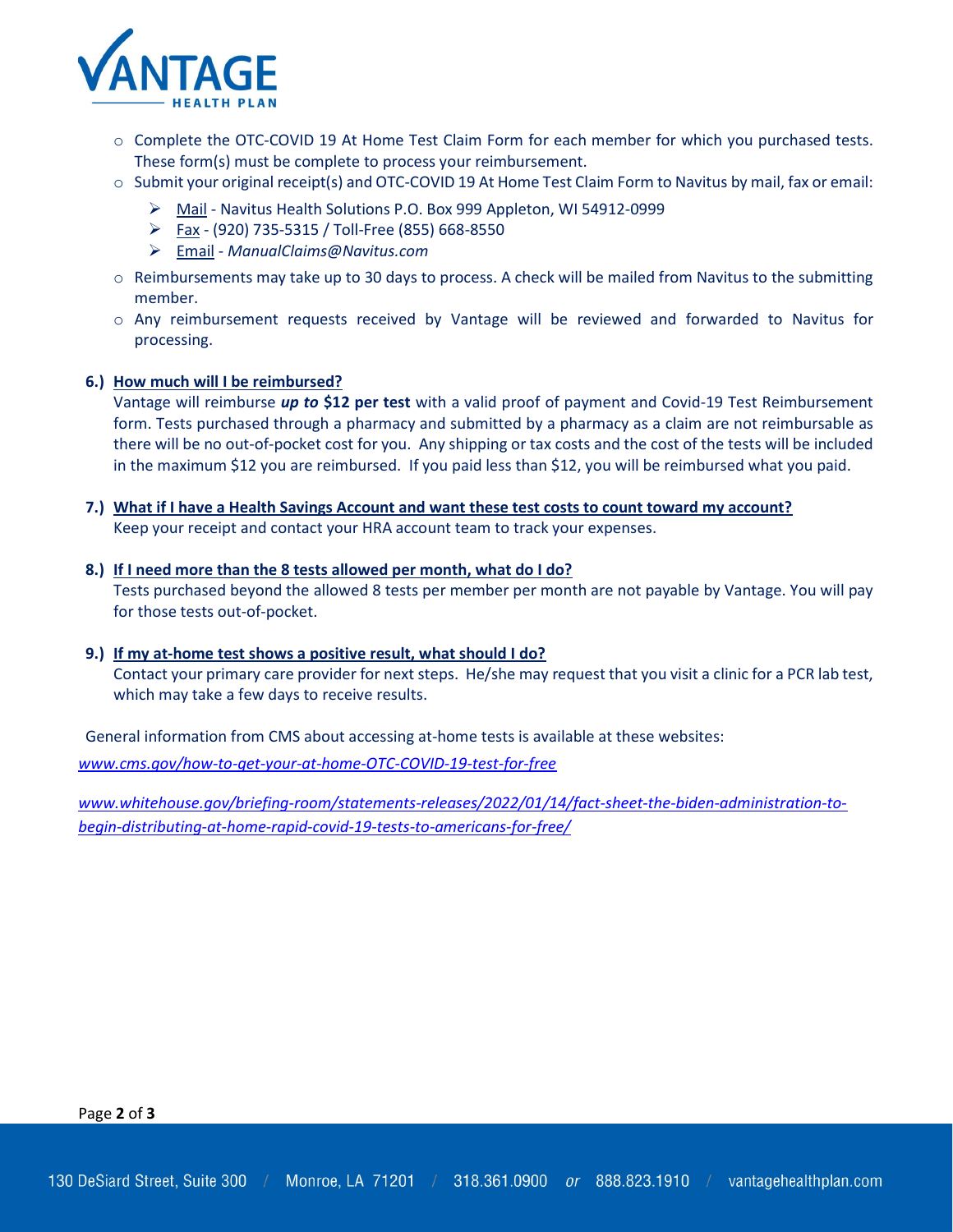- Complete the OTC-COVID 19 At Home Test Claim Form for each member for which you purchased tests. These form(s) must be complete to process your reimbursement.
- Submit your original receipt(s) and OTC-COVID 19 At Home Test Claim Form to Navitus by mail, fax or email:
  - Mail - Navitus Health Solutions P.O. Box 999 Appleton, WI 54912-0999
  - Fax - (920) 735-5315 / Toll-Free (855) 668-8550
  - Email - *ManualClaims@Navitus.com*
- Reimbursements may take up to 30 days to process. A check will be mailed from Navitus to the submitting member.
- Any reimbursement requests received by Vantage will be reviewed and forwarded to Navitus for processing.

**6.) How much will I be reimbursed?**

Vantage will reimburse ***up to* $12 per test** with a valid proof of payment and Covid-19 Test Reimbursement form. Tests purchased through a pharmacy and submitted by a pharmacy as a claim are not reimbursable as there will be no out-of-pocket cost for you. Any shipping or tax costs and the cost of the tests will be included in the maximum $12 you are reimbursed. If you paid less than $12, you will be reimbursed what you paid.

**7.) What if I have a Health Savings Account and want these test costs to count toward my account?**

Keep your receipt and contact your HRA account team to track your expenses.

**8.) If I need more than the 8 tests allowed per month, what do I do?**

Tests purchased beyond the allowed 8 tests per member per month are not payable by Vantage. You will pay for those tests out-of-pocket.

**9.) If my at-home test shows a positive result, what should I do?**

Contact your primary care provider for next steps. He/she may request that you visit a clinic for a PCR lab test, which may take a few days to receive results.

General information from CMS about accessing at-home tests is available at these websites:

*www.cms.gov/how-to-get-your-at-home-OTC-COVID-19-test-for-free*

*www.whitehouse.gov/briefing-room/statements-releases/2022/01/14/fact-sheet-the-biden-administration-to-begin-distributing-at-home-rapid-covid-19-tests-to-americans-for-free/*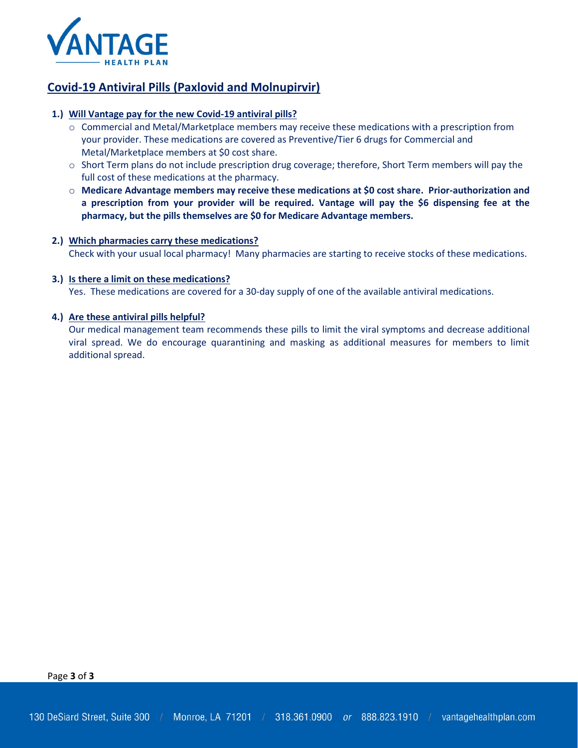## Covid-19 Antiviral Pills (Paxlovid and Molnupirvir)

1.) **Will Vantage pay for the new Covid-19 antiviral pills?**
   - Commercial and Metal/Marketplace members may receive these medications with a prescription from your provider. These medications are covered as Preventive/Tier 6 drugs for Commercial and Metal/Marketplace members at $0 cost share.
   - Short Term plans do not include prescription drug coverage; therefore, Short Term members will pay the full cost of these medications at the pharmacy.
   - **Medicare Advantage members may receive these medications at $0 cost share. Prior-authorization and a prescription from your provider will be required. Vantage will pay the $6 dispensing fee at the pharmacy, but the pills themselves are $0 for Medicare Advantage members.**

2.) **Which pharmacies carry these medications?**

   Check with your usual local pharmacy! Many pharmacies are starting to receive stocks of these medications.

3.) **Is there a limit on these medications?**

   Yes. These medications are covered for a 30-day supply of one of the available antiviral medications.

4.) **Are these antiviral pills helpful?**

   Our medical management team recommends these pills to limit the viral symptoms and decrease additional viral spread. We do encourage quarantining and masking as additional measures for members to limit additional spread.